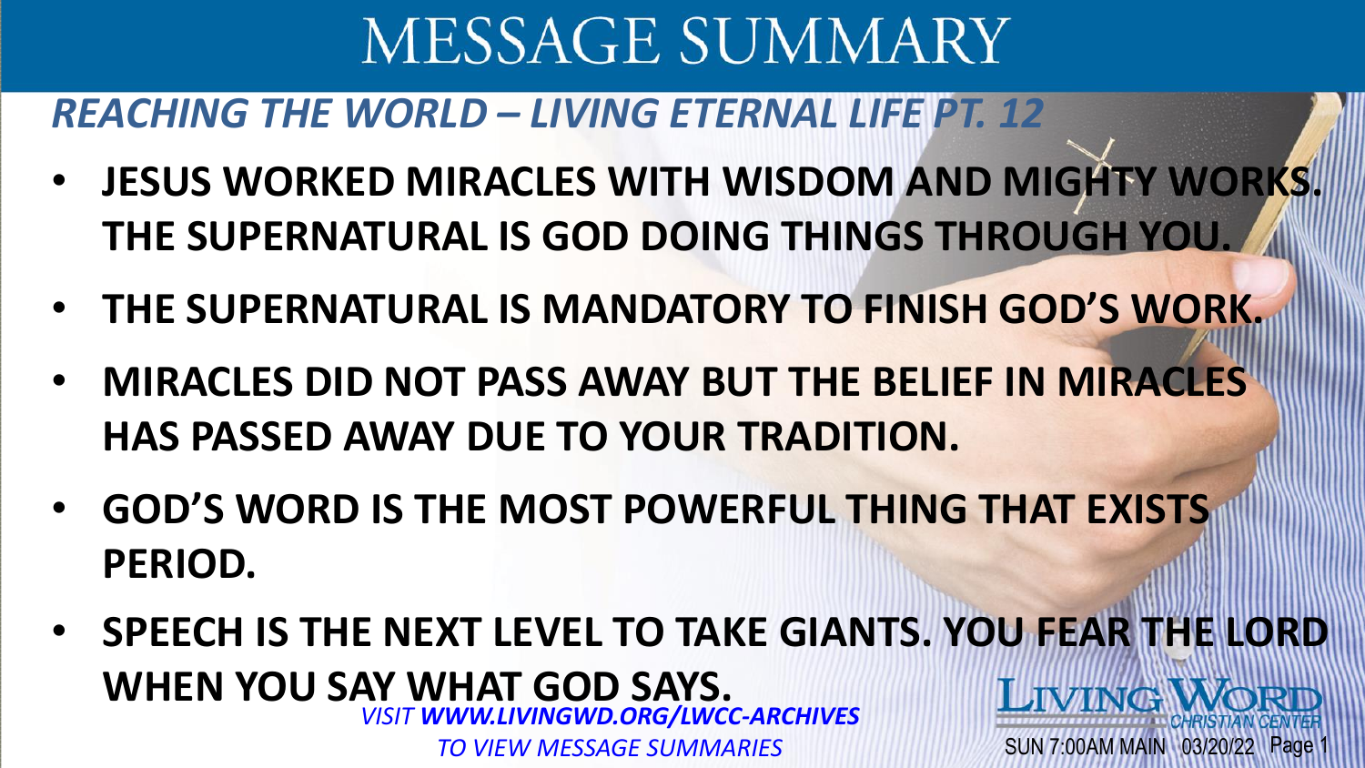# MESSAGE SUMMARY

## *REACHING THE WORLD – LIVING ETERNAL LIFE PT. 12*

- **JESUS WORKED MIRACLES WITH WISDOM AND MIGHTY WORKS. THE SUPERNATURAL IS GOD DOING THINGS THROUGH YOU.**
- **THE SUPERNATURAL IS MANDATORY TO FINISH GOD'S WORK.**
- **MIRACLES DID NOT PASS AWAY BUT THE BELIEF IN MIRACLES HAS PASSED AWAY DUE TO YOUR TRADITION.**
- **GOD'S WORD IS THE MOST POWERFUL THING THAT EXISTS PERIOD.**
- **SPEECH IS THE NEXT LEVEL TO TAKE GIANTS. YOU FEAR THE LORD WHEN YOU SAY WHAT GOD SAYS.**

*VISIT **WWW.LIVINGWD.ORG/LWCC-ARCHIVES** TO VIEW MESSAGE SUMMARIES*

LIVING WORD CHRISTIAN CENTER

SUN 7:00AM MAIN 03/20/22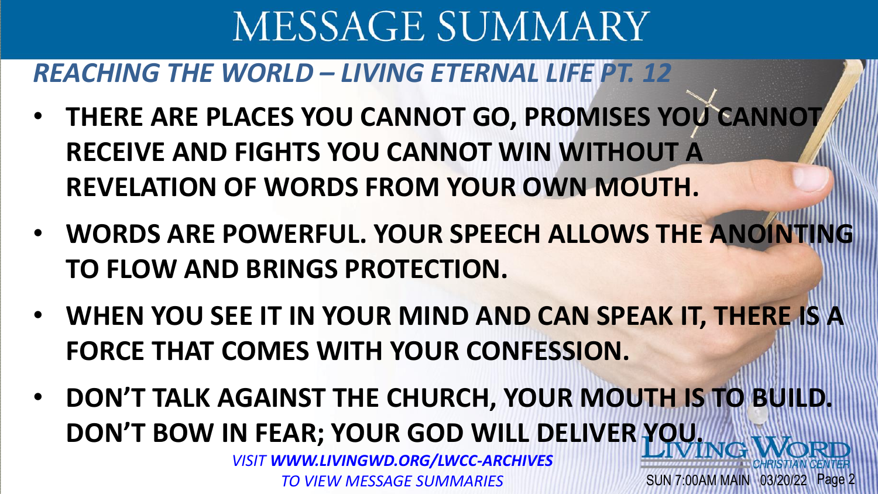# MESSAGE SUMMARY

## *REACHING THE WORLD – LIVING ETERNAL LIFE PT. 12*

- **THERE ARE PLACES YOU CANNOT GO, PROMISES YOU CANNOT RECEIVE AND FIGHTS YOU CANNOT WIN WITHOUT A REVELATION OF WORDS FROM YOUR OWN MOUTH.**
- **WORDS ARE POWERFUL. YOUR SPEECH ALLOWS THE ANOINTING TO FLOW AND BRINGS PROTECTION.**
- **WHEN YOU SEE IT IN YOUR MIND AND CAN SPEAK IT, THERE IS A FORCE THAT COMES WITH YOUR CONFESSION.**
- **DON'T TALK AGAINST THE CHURCH, YOUR MOUTH IS TO BUILD. DON'T BOW IN FEAR; YOUR GOD WILL DELIVER YOU.**

*VISIT **WWW.LIVINGWD.ORG/LWCC-ARCHIVES** TO VIEW MESSAGE SUMMARIES*

LIVING WORD CHRISTIAN CENTER

SUN 7:00AM MAIN 03/20/22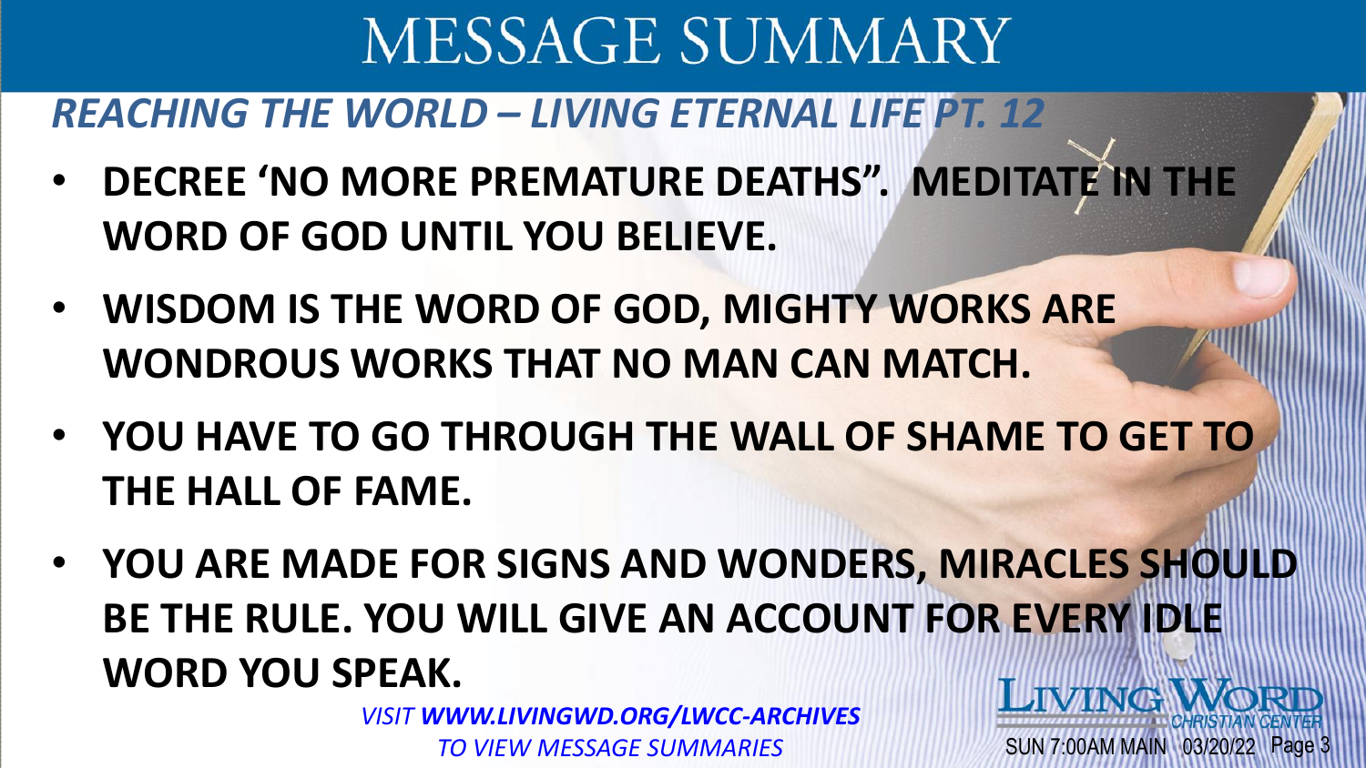# MESSAGE SUMMARY

## *REACHING THE WORLD – LIVING ETERNAL LIFE PT. 12*

- **DECREE 'NO MORE PREMATURE DEATHS". MEDITATE IN THE WORD OF GOD UNTIL YOU BELIEVE.**
- **WISDOM IS THE WORD OF GOD, MIGHTY WORKS ARE WONDROUS WORKS THAT NO MAN CAN MATCH.**
- **YOU HAVE TO GO THROUGH THE WALL OF SHAME TO GET TO THE HALL OF FAME.**
- **YOU ARE MADE FOR SIGNS AND WONDERS, MIRACLES SHOULD BE THE RULE. YOU WILL GIVE AN ACCOUNT FOR EVERY IDLE WORD YOU SPEAK.**

*VISIT **WWW.LIVINGWD.ORG/LWCC-ARCHIVES** TO VIEW MESSAGE SUMMARIES*

LIVING WORD CHRISTIAN CENTER

SUN 7:00AM MAIN 03/20/22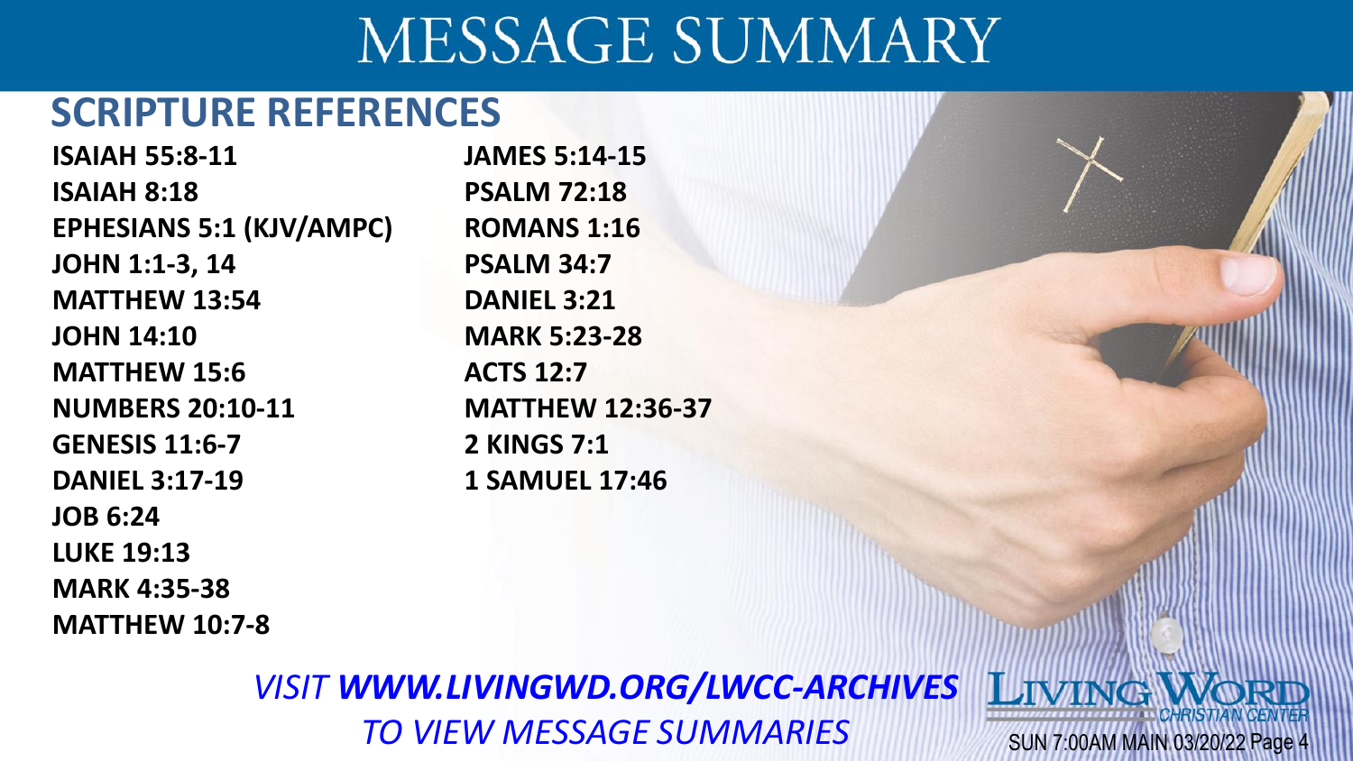# MESSAGE SUMMARY

## SCRIPTURE REFERENCES

**ISAIAH 55:8-11**
**ISAIAH 8:18**
**EPHESIANS 5:1 (KJV/AMPC)**
**JOHN 1:1-3, 14**
**MATTHEW 13:54**
**JOHN 14:10**
**MATTHEW 15:6**
**NUMBERS 20:10-11**
**GENESIS 11:6-7**
**DANIEL 3:17-19**
**JOB 6:24**
**LUKE 19:13**
**MARK 4:35-38**
**MATTHEW 10:7-8**
**JAMES 5:14-15**
**PSALM 72:18**
**ROMANS 1:16**
**PSALM 34:7**
**DANIEL 3:21**
**MARK 5:23-28**
**ACTS 12:7**
**MATTHEW 12:36-37**
**2 KINGS 7:1**
**1 SAMUEL 17:46**

*VISIT **WWW.LIVINGWD.ORG/LWCC-ARCHIVES** TO VIEW MESSAGE SUMMARIES*

LIVING WORD CHRISTIAN CENTER

SUN 7:00AM MAIN 03/20/22